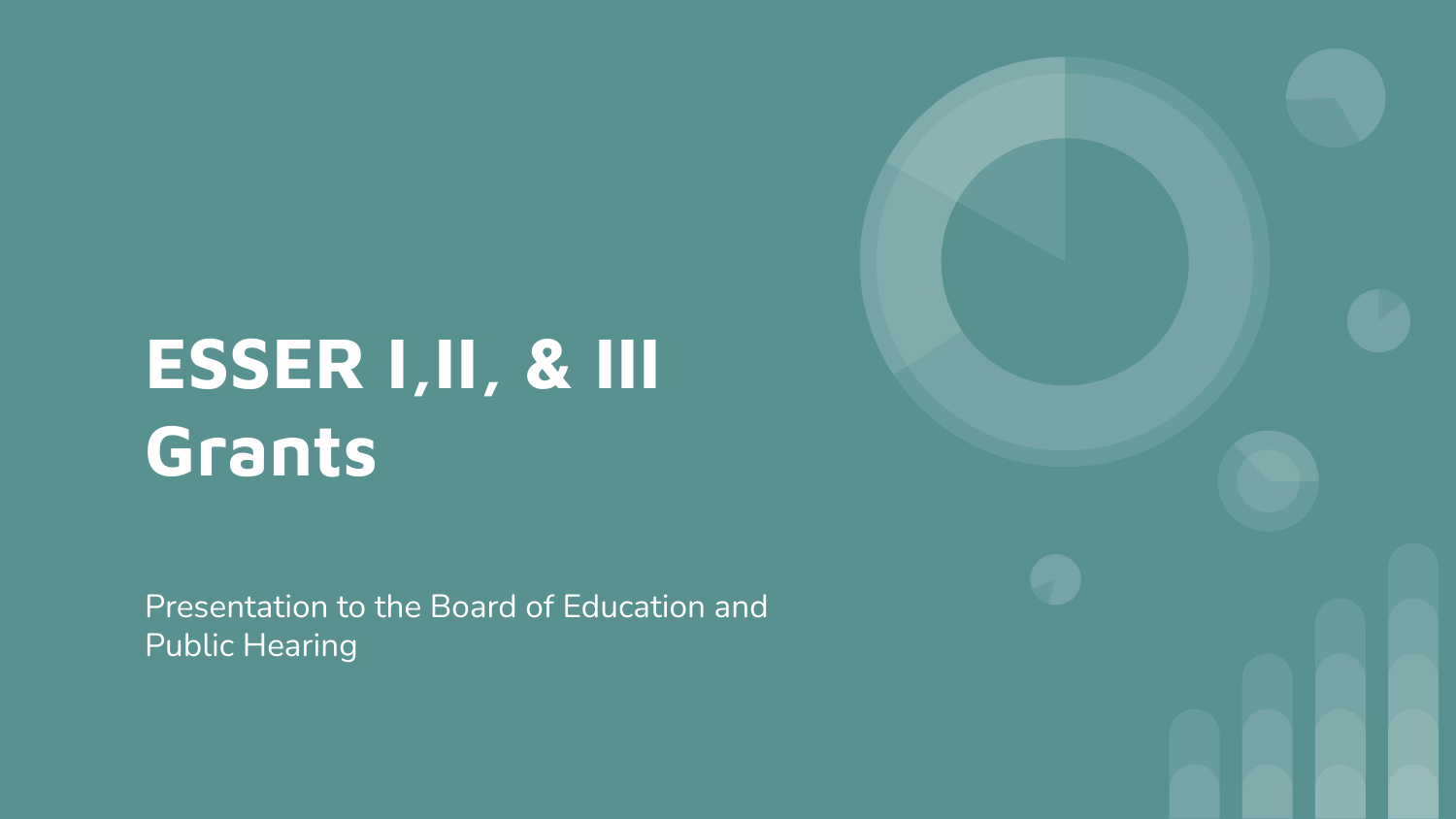# ESSER I,II, & III Grants

Presentation to the Board of Education and Public Hearing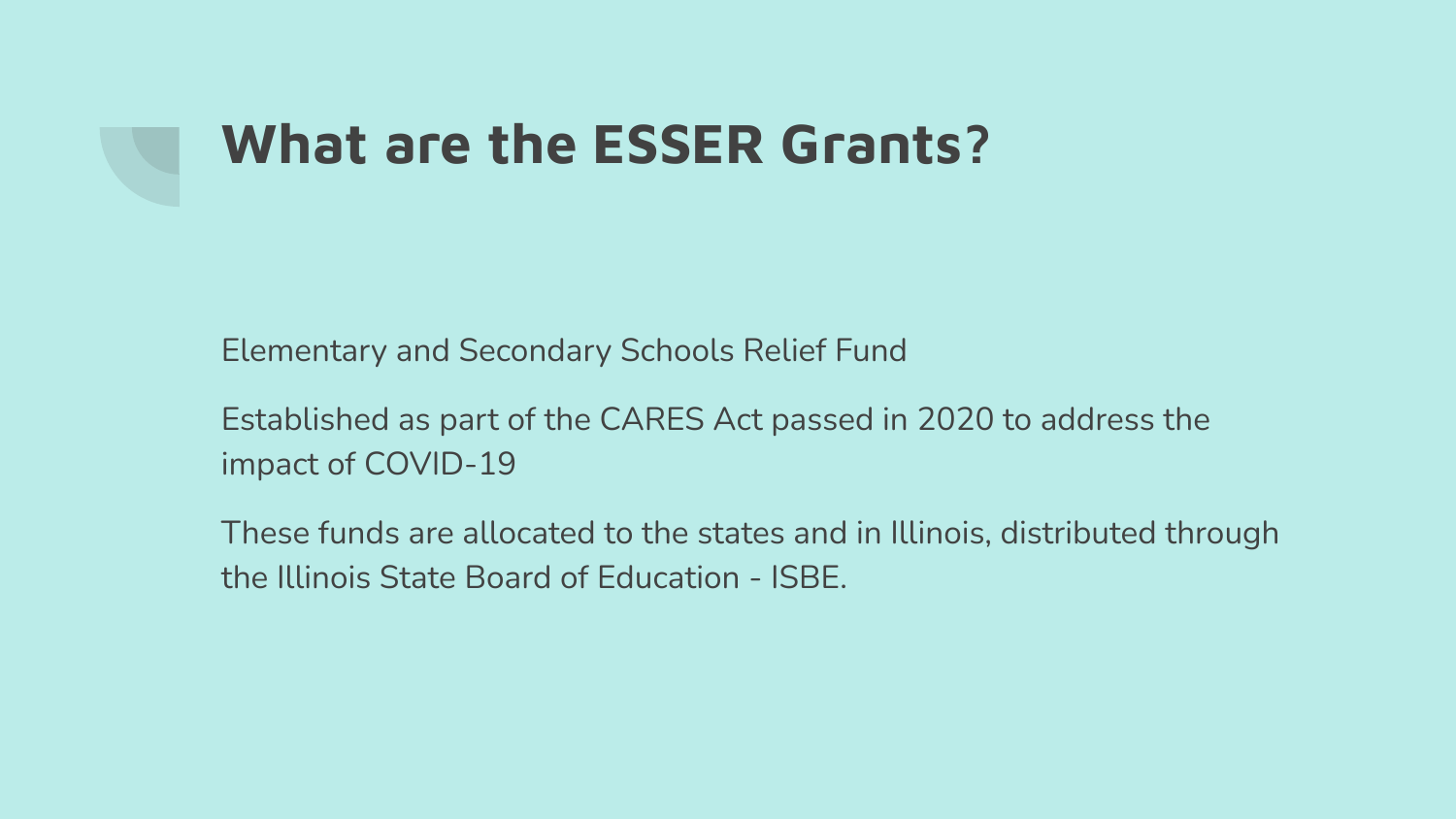# What are the ESSER Grants?

Elementary and Secondary Schools Relief Fund

Established as part of the CARES Act passed in 2020 to address the impact of COVID-19

These funds are allocated to the states and in Illinois, distributed through the Illinois State Board of Education - ISBE.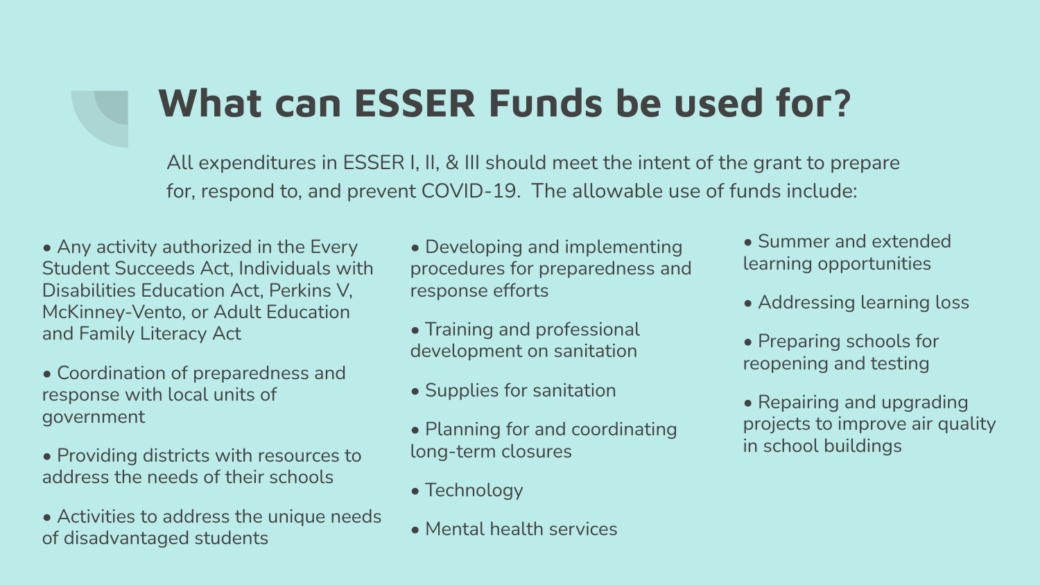# What can ESSER Funds be used for?

All expenditures in ESSER I, II, & III should meet the intent of the grant to prepare for, respond to, and prevent COVID-19. The allowable use of funds include:

- Any activity authorized in the Every Student Succeeds Act, Individuals with Disabilities Education Act, Perkins V, McKinney-Vento, or Adult Education and Family Literacy Act
- Coordination of preparedness and response with local units of government
- Providing districts with resources to address the needs of their schools
- Activities to address the unique needs of disadvantaged students
- Developing and implementing procedures for preparedness and response efforts
- Training and professional development on sanitation
- Supplies for sanitation
- Planning for and coordinating long-term closures
- Technology
- Mental health services
- Summer and extended learning opportunities
- Addressing learning loss
- Preparing schools for reopening and testing
- Repairing and upgrading projects to improve air quality in school buildings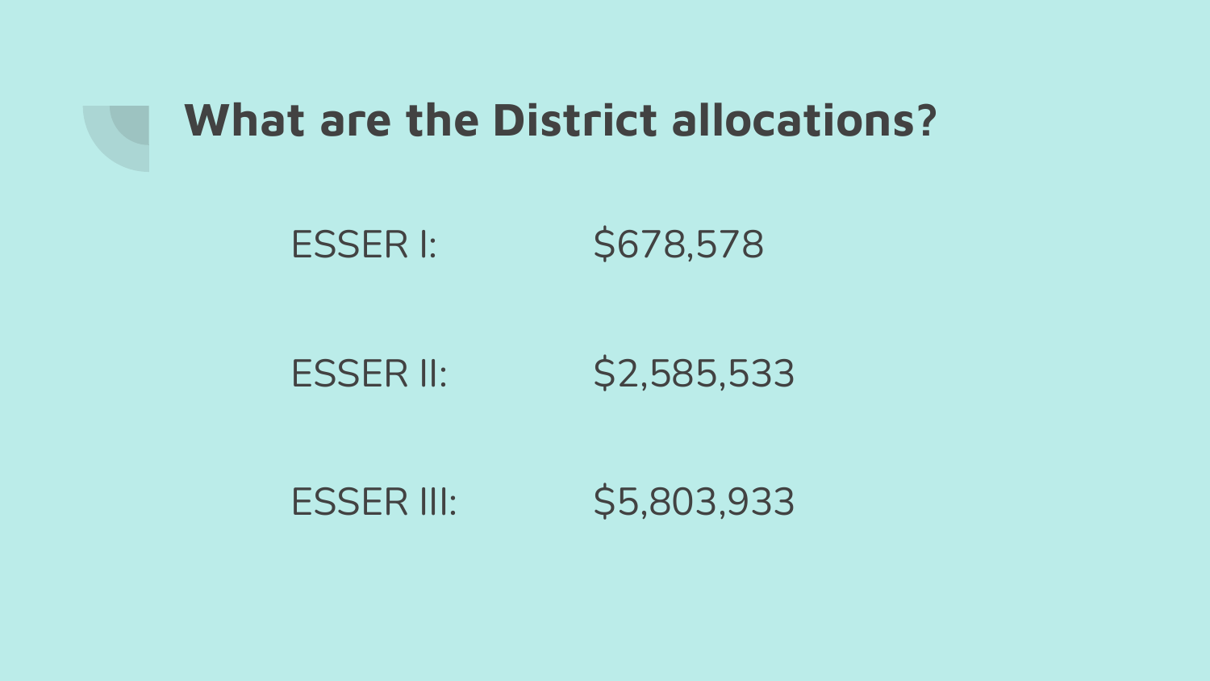# What are the District allocations?

| | |
|---|---|
| ESSER I: | $678,578 |
| ESSER II: | $2,585,533 |
| ESSER III: | $5,803,933 |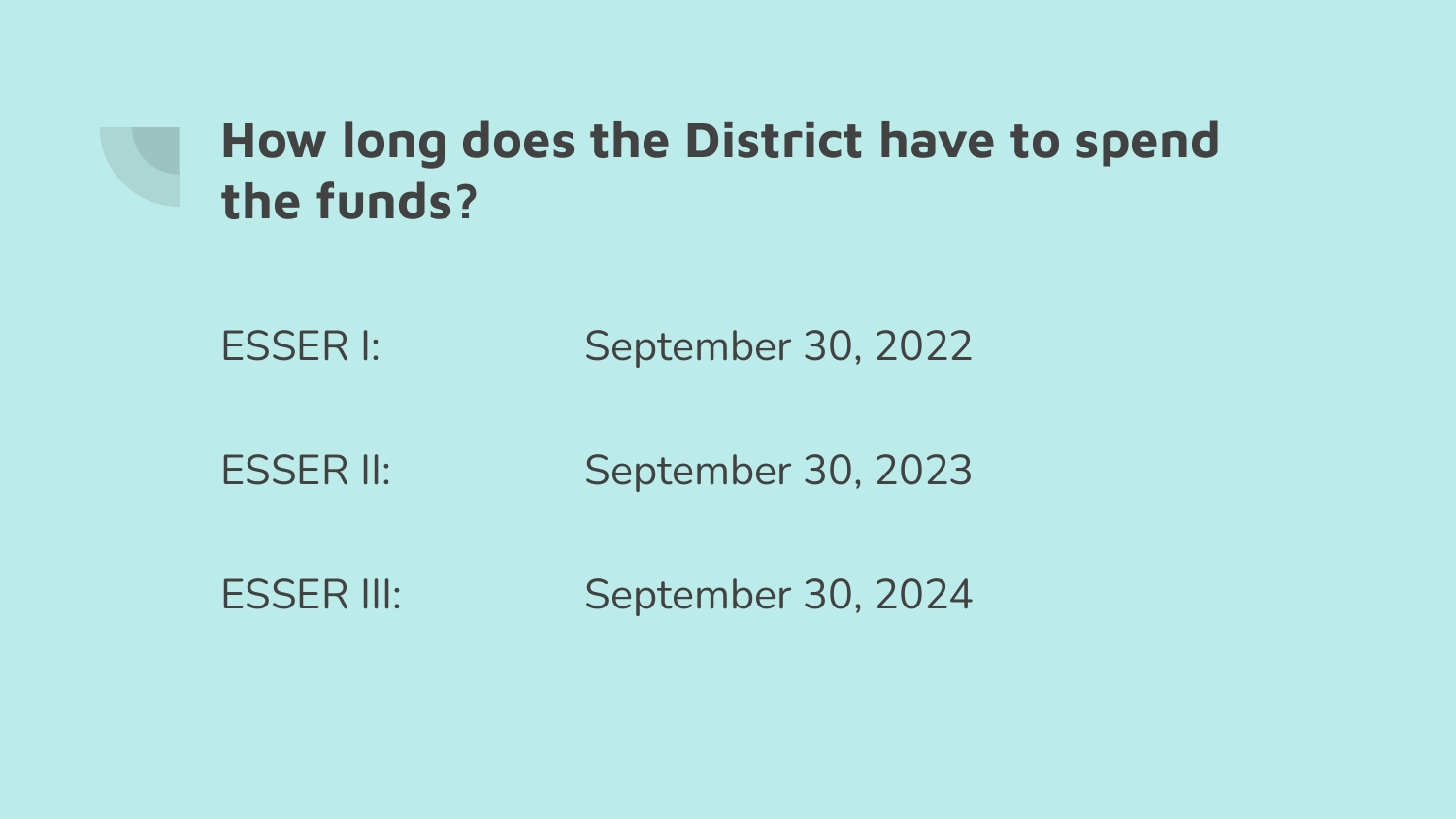## How long does the District have to spend the funds?

| | |
|---|---|
| ESSER I: | September 30, 2022 |
| ESSER II: | September 30, 2023 |
| ESSER III: | September 30, 2024 |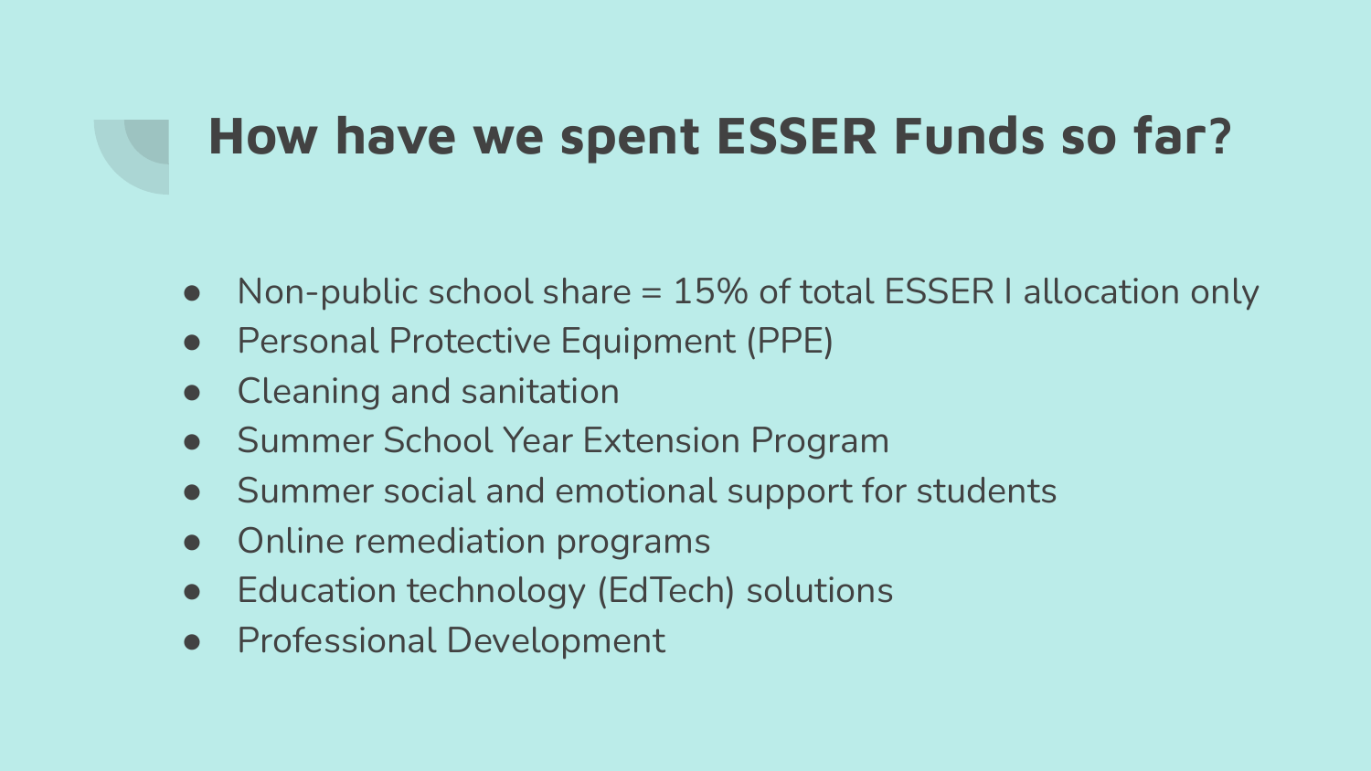# How have we spent ESSER Funds so far?

- Non-public school share = 15% of total ESSER I allocation only
- Personal Protective Equipment (PPE)
- Cleaning and sanitation
- Summer School Year Extension Program
- Summer social and emotional support for students
- Online remediation programs
- Education technology (EdTech) solutions
- Professional Development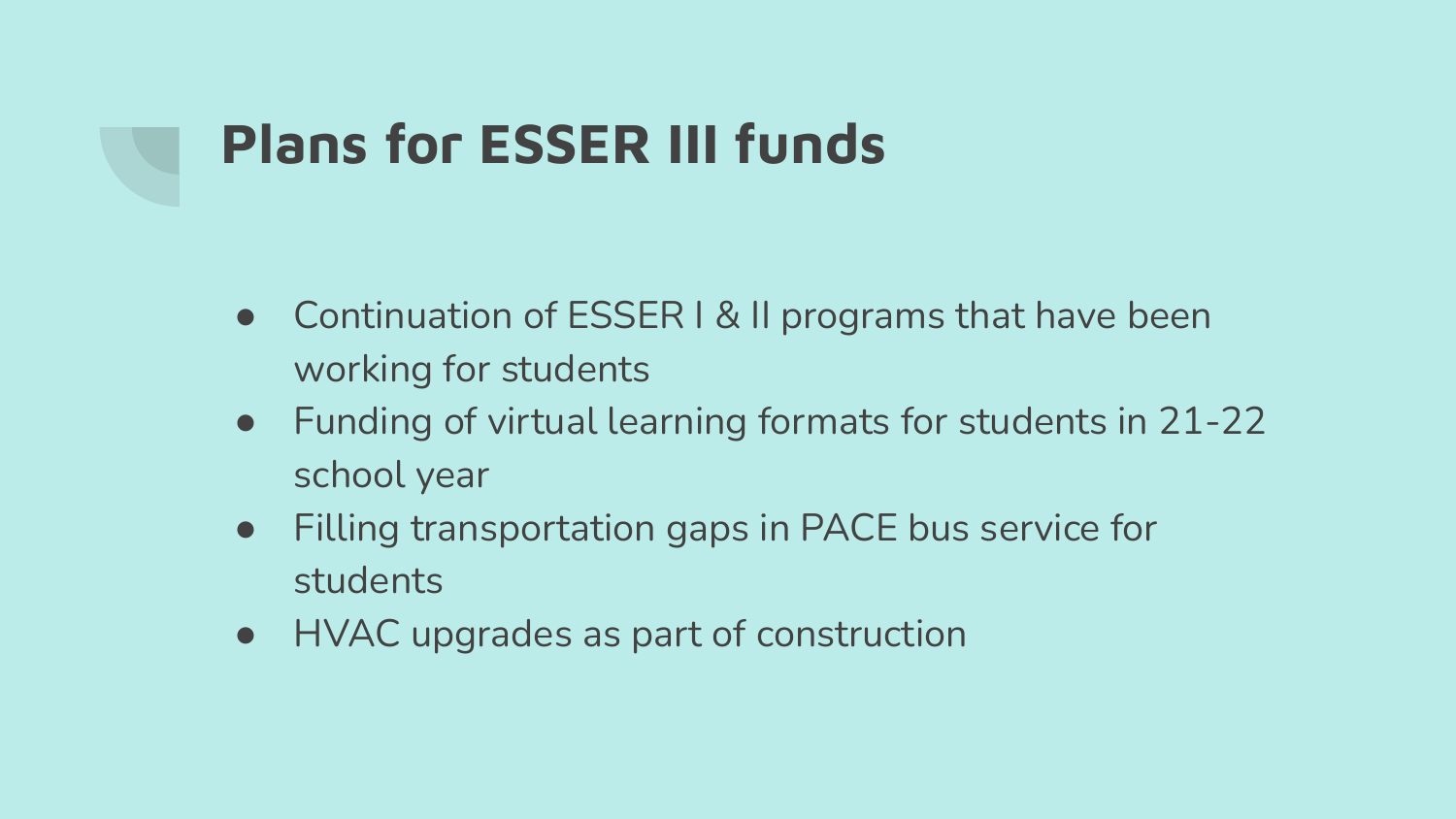# Plans for ESSER III funds

- Continuation of ESSER I & II programs that have been working for students
- Funding of virtual learning formats for students in 21-22 school year
- Filling transportation gaps in PACE bus service for students
- HVAC upgrades as part of construction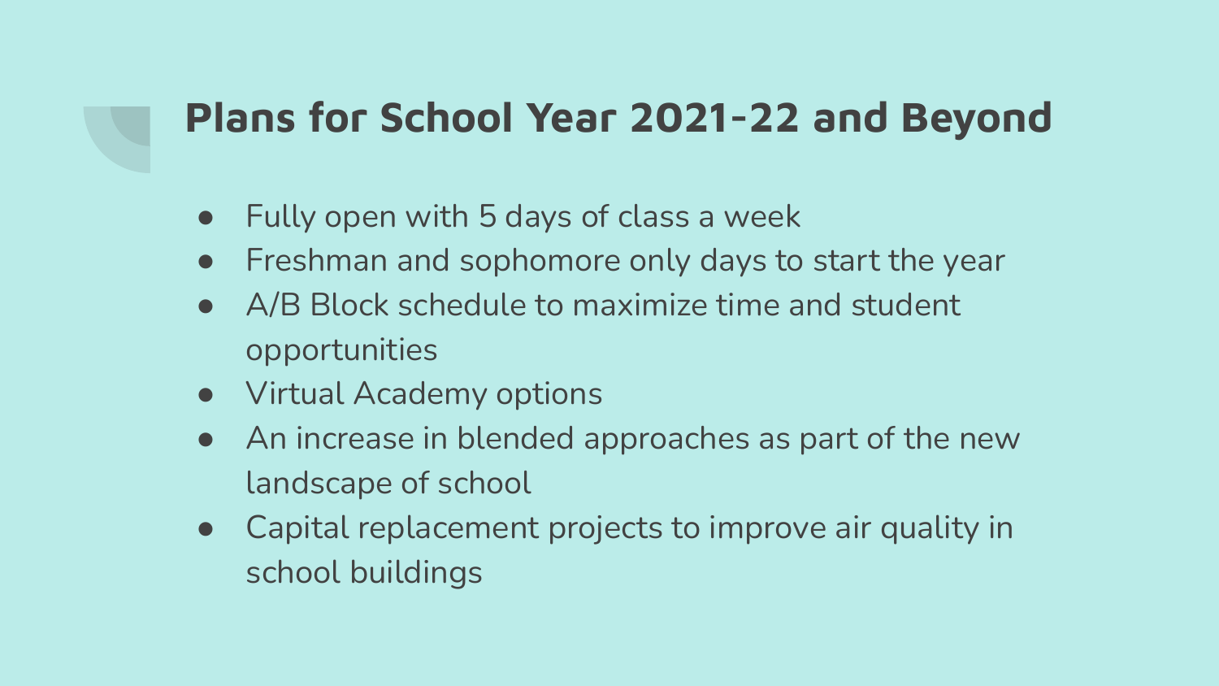## Plans for School Year 2021-22 and Beyond

- Fully open with 5 days of class a week
- Freshman and sophomore only days to start the year
- A/B Block schedule to maximize time and student opportunities
- Virtual Academy options
- An increase in blended approaches as part of the new landscape of school
- Capital replacement projects to improve air quality in school buildings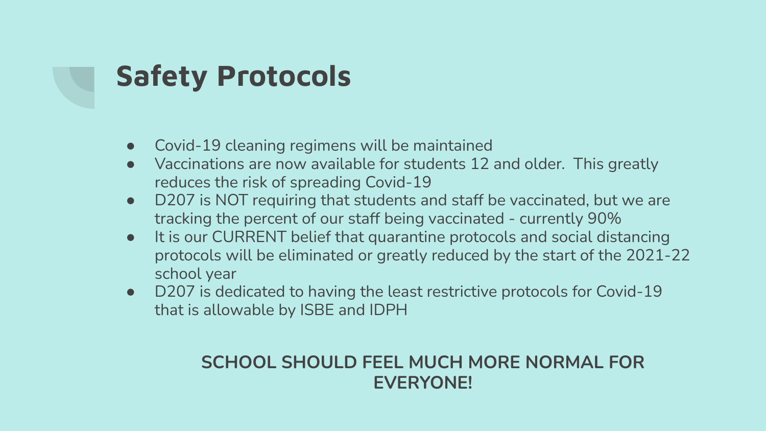# Safety Protocols

- Covid-19 cleaning regimens will be maintained
- Vaccinations are now available for students 12 and older. This greatly reduces the risk of spreading Covid-19
- D207 is NOT requiring that students and staff be vaccinated, but we are tracking the percent of our staff being vaccinated - currently 90%
- It is our CURRENT belief that quarantine protocols and social distancing protocols will be eliminated or greatly reduced by the start of the 2021-22 school year
- D207 is dedicated to having the least restrictive protocols for Covid-19 that is allowable by ISBE and IDPH

**SCHOOL SHOULD FEEL MUCH MORE NORMAL FOR EVERYONE!**